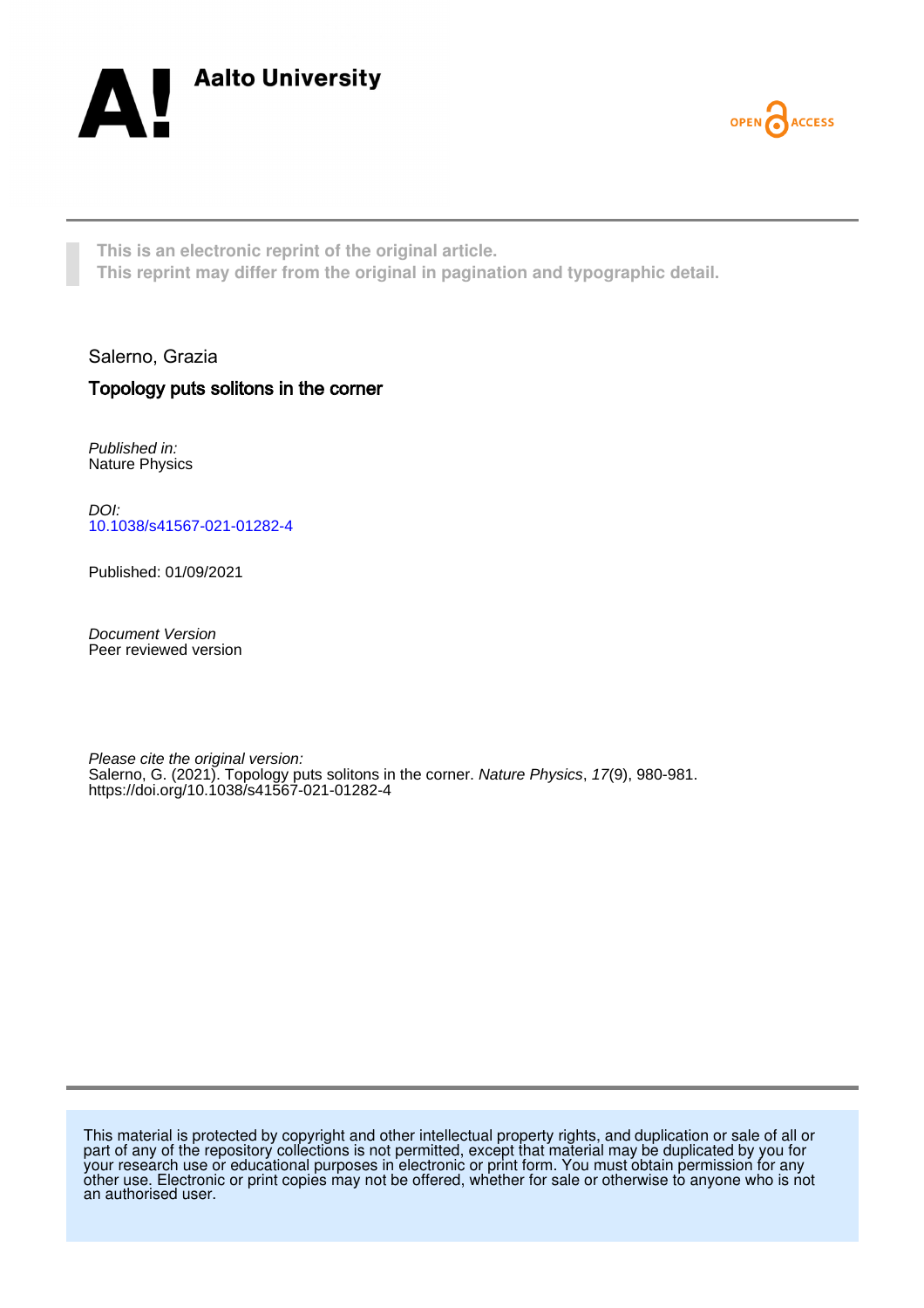Aalto University

OPEN ACCESS

This is an electronic reprint of the original article.
This reprint may differ from the original in pagination and typographic detail.

Salerno, Grazia

**Topology puts solitons in the corner**

*Published in:*
Nature Physics

*DOI:*
10.1038/s41567-021-01282-4

Published: 01/09/2021

*Document Version*
Peer reviewed version

*Please cite the original version:*
Salerno, G. (2021). Topology puts solitons in the corner. *Nature Physics*, *17*(9), 980-981. https://doi.org/10.1038/s41567-021-01282-4

This material is protected by copyright and other intellectual property rights, and duplication or sale of all or part of any of the repository collections is not permitted, except that material may be duplicated by you for your research use or educational purposes in electronic or print form. You must obtain permission for any other use. Electronic or print copies may not be offered, whether for sale or otherwise to anyone who is not an authorised user.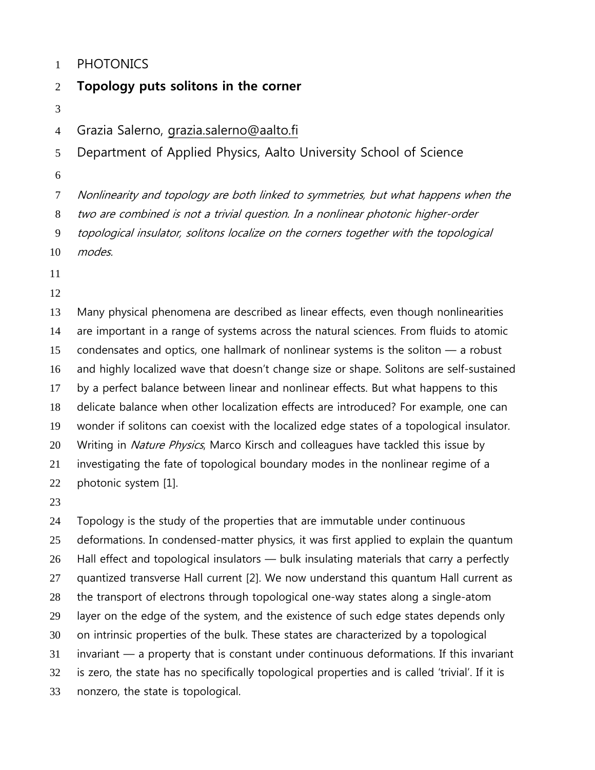PHOTONICS

# Topology puts solitons in the corner

Grazia Salerno, grazia.salerno@aalto.fi

Department of Applied Physics, Aalto University School of Science

*Nonlinearity and topology are both linked to symmetries, but what happens when the two are combined is not a trivial question. In a nonlinear photonic higher-order topological insulator, solitons localize on the corners together with the topological modes.*

Many physical phenomena are described as linear effects, even though nonlinearities are important in a range of systems across the natural sciences. From fluids to atomic condensates and optics, one hallmark of nonlinear systems is the soliton — a robust and highly localized wave that doesn't change size or shape. Solitons are self-sustained by a perfect balance between linear and nonlinear effects. But what happens to this delicate balance when other localization effects are introduced? For example, one can wonder if solitons can coexist with the localized edge states of a topological insulator. Writing in *Nature Physics*, Marco Kirsch and colleagues have tackled this issue by investigating the fate of topological boundary modes in the nonlinear regime of a photonic system [1].

Topology is the study of the properties that are immutable under continuous deformations. In condensed-matter physics, it was first applied to explain the quantum Hall effect and topological insulators — bulk insulating materials that carry a perfectly quantized transverse Hall current [2]. We now understand this quantum Hall current as the transport of electrons through topological one-way states along a single-atom layer on the edge of the system, and the existence of such edge states depends only on intrinsic properties of the bulk. These states are characterized by a topological invariant — a property that is constant under continuous deformations. If this invariant is zero, the state has no specifically topological properties and is called 'trivial'. If it is nonzero, the state is topological.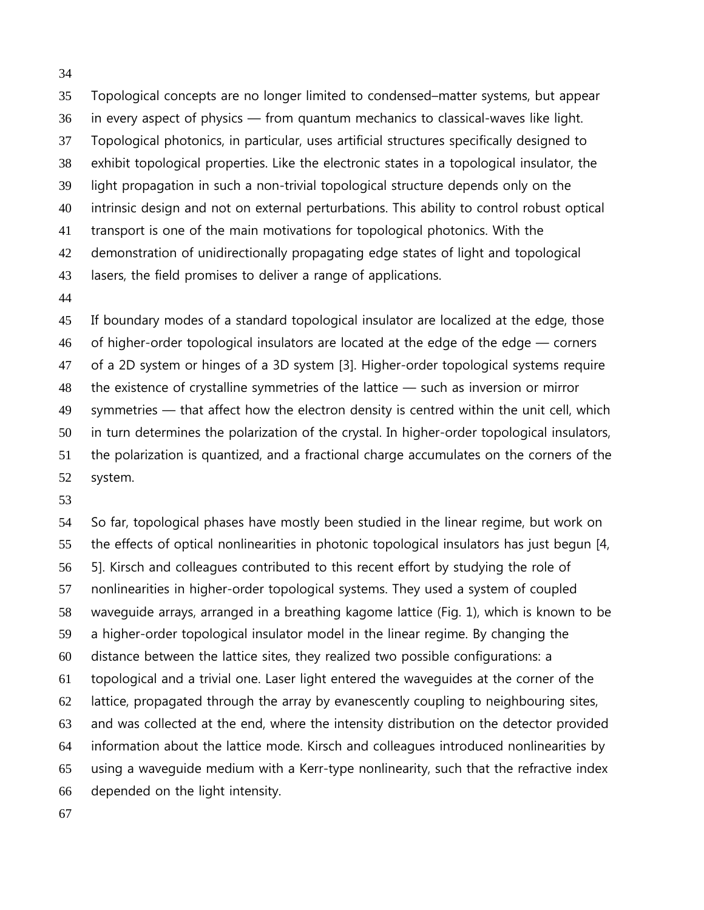Topological concepts are no longer limited to condensed–matter systems, but appear in every aspect of physics — from quantum mechanics to classical-waves like light. Topological photonics, in particular, uses artificial structures specifically designed to exhibit topological properties. Like the electronic states in a topological insulator, the light propagation in such a non-trivial topological structure depends only on the intrinsic design and not on external perturbations. This ability to control robust optical transport is one of the main motivations for topological photonics. With the demonstration of unidirectionally propagating edge states of light and topological lasers, the field promises to deliver a range of applications.

If boundary modes of a standard topological insulator are localized at the edge, those of higher-order topological insulators are located at the edge of the edge — corners of a 2D system or hinges of a 3D system [3]. Higher-order topological systems require the existence of crystalline symmetries of the lattice — such as inversion or mirror symmetries — that affect how the electron density is centred within the unit cell, which in turn determines the polarization of the crystal. In higher-order topological insulators, the polarization is quantized, and a fractional charge accumulates on the corners of the system.

So far, topological phases have mostly been studied in the linear regime, but work on the effects of optical nonlinearities in photonic topological insulators has just begun [4, 5]. Kirsch and colleagues contributed to this recent effort by studying the role of nonlinearities in higher-order topological systems. They used a system of coupled waveguide arrays, arranged in a breathing kagome lattice (Fig. 1), which is known to be a higher-order topological insulator model in the linear regime. By changing the distance between the lattice sites, they realized two possible configurations: a topological and a trivial one. Laser light entered the waveguides at the corner of the lattice, propagated through the array by evanescently coupling to neighbouring sites, and was collected at the end, where the intensity distribution on the detector provided information about the lattice mode. Kirsch and colleagues introduced nonlinearities by using a waveguide medium with a Kerr-type nonlinearity, such that the refractive index depended on the light intensity.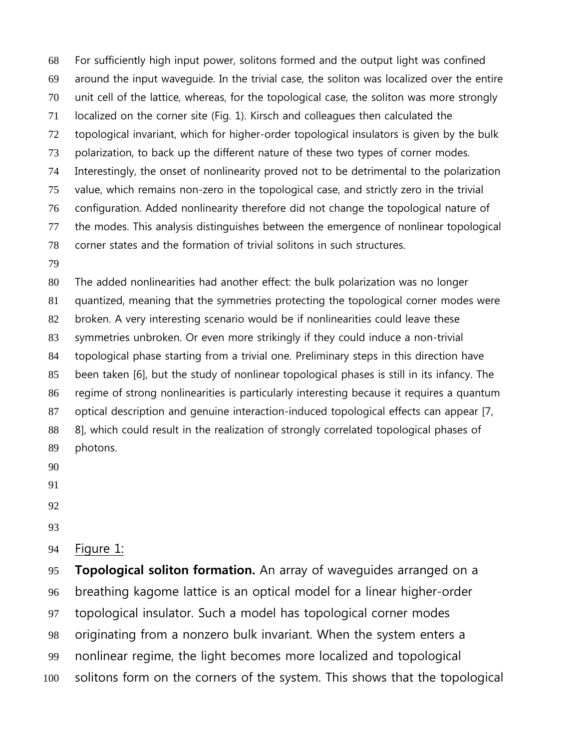For sufficiently high input power, solitons formed and the output light was confined around the input waveguide. In the trivial case, the soliton was localized over the entire unit cell of the lattice, whereas, for the topological case, the soliton was more strongly localized on the corner site (Fig. 1). Kirsch and colleagues then calculated the topological invariant, which for higher-order topological insulators is given by the bulk polarization, to back up the different nature of these two types of corner modes. Interestingly, the onset of nonlinearity proved not to be detrimental to the polarization value, which remains non-zero in the topological case, and strictly zero in the trivial configuration. Added nonlinearity therefore did not change the topological nature of the modes. This analysis distinguishes between the emergence of nonlinear topological corner states and the formation of trivial solitons in such structures.

The added nonlinearities had another effect: the bulk polarization was no longer quantized, meaning that the symmetries protecting the topological corner modes were broken. A very interesting scenario would be if nonlinearities could leave these symmetries unbroken. Or even more strikingly if they could induce a non-trivial topological phase starting from a trivial one. Preliminary steps in this direction have been taken [6], but the study of nonlinear topological phases is still in its infancy. The regime of strong nonlinearities is particularly interesting because it requires a quantum optical description and genuine interaction-induced topological effects can appear [7, 8], which could result in the realization of strongly correlated topological phases of photons.

Figure 1:

**Topological soliton formation.** An array of waveguides arranged on a breathing kagome lattice is an optical model for a linear higher-order topological insulator. Such a model has topological corner modes originating from a nonzero bulk invariant. When the system enters a nonlinear regime, the light becomes more localized and topological solitons form on the corners of the system. This shows that the topological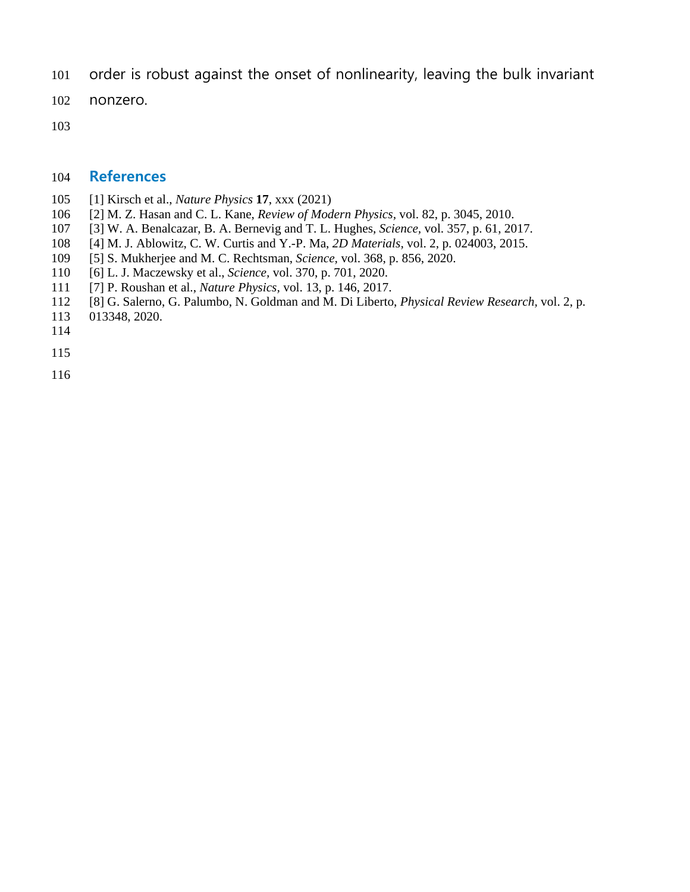order is robust against the onset of nonlinearity, leaving the bulk invariant nonzero.

## References

[1] Kirsch et al., *Nature Physics* **17**, xxx (2021)
[2] M. Z. Hasan and C. L. Kane, *Review of Modern Physics*, vol. 82, p. 3045, 2010.
[3] W. A. Benalcazar, B. A. Bernevig and T. L. Hughes, *Science*, vol. 357, p. 61, 2017.
[4] M. J. Ablowitz, C. W. Curtis and Y.-P. Ma, *2D Materials*, vol. 2, p. 024003, 2015.
[5] S. Mukherjee and M. C. Rechtsman, *Science*, vol. 368, p. 856, 2020.
[6] L. J. Maczewsky et al., *Science*, vol. 370, p. 701, 2020.
[7] P. Roushan et al., *Nature Physics*, vol. 13, p. 146, 2017.
[8] G. Salerno, G. Palumbo, N. Goldman and M. Di Liberto, *Physical Review Research*, vol. 2, p. 013348, 2020.